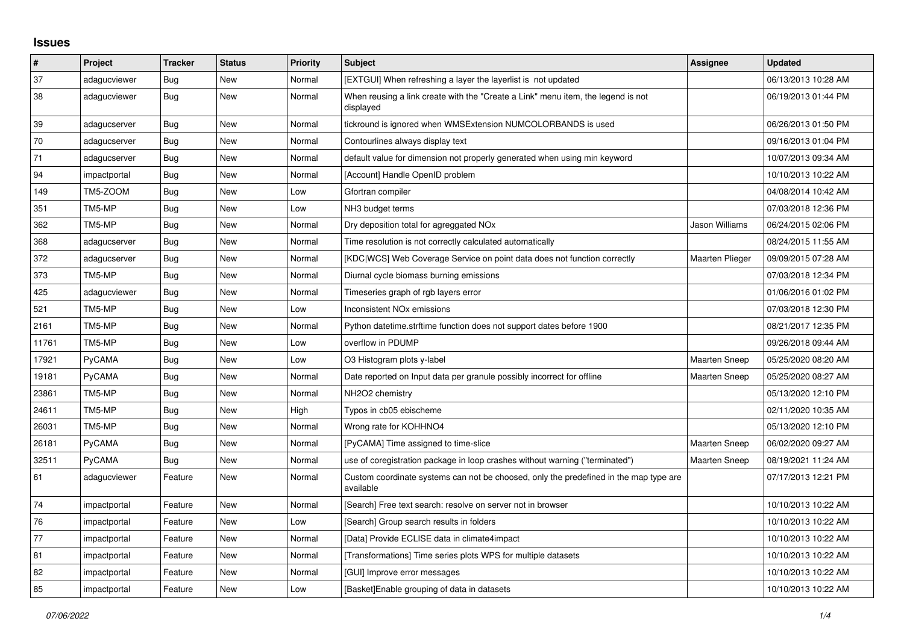## Issues

| # | Project | Tracker | Status | Priority | Subject | Assignee | Updated |
|---|---|---|---|---|---|---|---|
| 37 | adagucviewer | Bug | New | Normal | [EXTGUI] When refreshing a layer the layerlist is not updated | | 06/13/2013 10:28 AM |
| 38 | adagucviewer | Bug | New | Normal | When reusing a link create with the "Create a Link" menu item, the legend is not displayed | | 06/19/2013 01:44 PM |
| 39 | adagucserver | Bug | New | Normal | tickround is ignored when WMSExtension NUMCOLORBANDS is used | | 06/26/2013 01:50 PM |
| 70 | adagucserver | Bug | New | Normal | Contourlines always display text | | 09/16/2013 01:04 PM |
| 71 | adagucserver | Bug | New | Normal | default value for dimension not properly generated when using min keyword | | 10/07/2013 09:34 AM |
| 94 | impactportal | Bug | New | Normal | [Account] Handle OpenID problem | | 10/10/2013 10:22 AM |
| 149 | TM5-ZOOM | Bug | New | Low | Gfortran compiler | | 04/08/2014 10:42 AM |
| 351 | TM5-MP | Bug | New | Low | NH3 budget terms | | 07/03/2018 12:36 PM |
| 362 | TM5-MP | Bug | New | Normal | Dry deposition total for agreggated NOx | Jason Williams | 06/24/2015 02:06 PM |
| 368 | adagucserver | Bug | New | Normal | Time resolution is not correctly calculated automatically | | 08/24/2015 11:55 AM |
| 372 | adagucserver | Bug | New | Normal | [KDC\|WCS] Web Coverage Service on point data does not function correctly | Maarten Plieger | 09/09/2015 07:28 AM |
| 373 | TM5-MP | Bug | New | Normal | Diurnal cycle biomass burning emissions | | 07/03/2018 12:34 PM |
| 425 | adagucviewer | Bug | New | Normal | Timeseries graph of rgb layers error | | 01/06/2016 01:02 PM |
| 521 | TM5-MP | Bug | New | Low | Inconsistent NOx emissions | | 07/03/2018 12:30 PM |
| 2161 | TM5-MP | Bug | New | Normal | Python datetime.strftime function does not support dates before 1900 | | 08/21/2017 12:35 PM |
| 11761 | TM5-MP | Bug | New | Low | overflow in PDUMP | | 09/26/2018 09:44 AM |
| 17921 | PyCAMA | Bug | New | Low | O3 Histogram plots y-label | Maarten Sneep | 05/25/2020 08:20 AM |
| 19181 | PyCAMA | Bug | New | Normal | Date reported on Input data per granule possibly incorrect for offline | Maarten Sneep | 05/25/2020 08:27 AM |
| 23861 | TM5-MP | Bug | New | Normal | NH2O2 chemistry | | 05/13/2020 12:10 PM |
| 24611 | TM5-MP | Bug | New | High | Typos in cb05 ebischeme | | 02/11/2020 10:35 AM |
| 26031 | TM5-MP | Bug | New | Normal | Wrong rate for KOHHNO4 | | 05/13/2020 12:10 PM |
| 26181 | PyCAMA | Bug | New | Normal | [PyCAMA] Time assigned to time-slice | Maarten Sneep | 06/02/2020 09:27 AM |
| 32511 | PyCAMA | Bug | New | Normal | use of coregistration package in loop crashes without warning ("terminated") | Maarten Sneep | 08/19/2021 11:24 AM |
| 61 | adagucviewer | Feature | New | Normal | Custom coordinate systems can not be choosed, only the predefined in the map type are available | | 07/17/2013 12:21 PM |
| 74 | impactportal | Feature | New | Normal | [Search] Free text search: resolve on server not in browser | | 10/10/2013 10:22 AM |
| 76 | impactportal | Feature | New | Low | [Search] Group search results in folders | | 10/10/2013 10:22 AM |
| 77 | impactportal | Feature | New | Normal | [Data] Provide ECLISE data in climate4impact | | 10/10/2013 10:22 AM |
| 81 | impactportal | Feature | New | Normal | [Transformations] Time series plots WPS for multiple datasets | | 10/10/2013 10:22 AM |
| 82 | impactportal | Feature | New | Normal | [GUI] Improve error messages | | 10/10/2013 10:22 AM |
| 85 | impactportal | Feature | New | Low | [Basket]Enable grouping of data in datasets | | 10/10/2013 10:22 AM |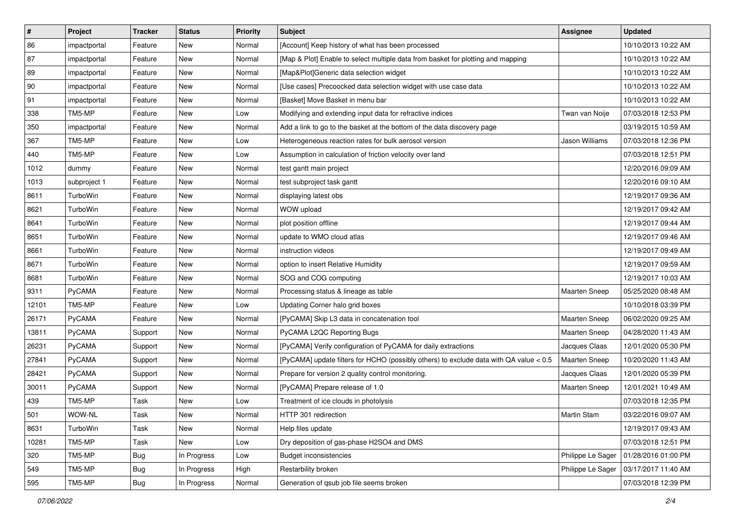| # | Project | Tracker | Status | Priority | Subject | Assignee | Updated |
|---|---|---|---|---|---|---|---|
| 86 | impactportal | Feature | New | Normal | [Account] Keep history of what has been processed | | 10/10/2013 10:22 AM |
| 87 | impactportal | Feature | New | Normal | [Map & Plot] Enable to select multiple data from basket for plotting and mapping | | 10/10/2013 10:22 AM |
| 89 | impactportal | Feature | New | Normal | [Map&Plot]Generic data selection widget | | 10/10/2013 10:22 AM |
| 90 | impactportal | Feature | New | Normal | [Use cases] Precoocked data selection widget with use case data | | 10/10/2013 10:22 AM |
| 91 | impactportal | Feature | New | Normal | [Basket] Move Basket in menu bar | | 10/10/2013 10:22 AM |
| 338 | TM5-MP | Feature | New | Low | Modifying and extending input data for refractive indices | Twan van Noije | 07/03/2018 12:53 PM |
| 350 | impactportal | Feature | New | Normal | Add a link to go to the basket at the bottom of the data discovery page | | 03/19/2015 10:59 AM |
| 367 | TM5-MP | Feature | New | Low | Heterogeneous reaction rates for bulk aerosol version | Jason Williams | 07/03/2018 12:36 PM |
| 440 | TM5-MP | Feature | New | Low | Assumption in calculation of friction velocity over land | | 07/03/2018 12:51 PM |
| 1012 | dummy | Feature | New | Normal | test gantt main project | | 12/20/2016 09:09 AM |
| 1013 | subproject 1 | Feature | New | Normal | test subproject task gantt | | 12/20/2016 09:10 AM |
| 8611 | TurboWin | Feature | New | Normal | displaying latest obs | | 12/19/2017 09:36 AM |
| 8621 | TurboWin | Feature | New | Normal | WOW upload | | 12/19/2017 09:42 AM |
| 8641 | TurboWin | Feature | New | Normal | plot position offline | | 12/19/2017 09:44 AM |
| 8651 | TurboWin | Feature | New | Normal | update to WMO cloud atlas | | 12/19/2017 09:46 AM |
| 8661 | TurboWin | Feature | New | Normal | instruction videos | | 12/19/2017 09:49 AM |
| 8671 | TurboWin | Feature | New | Normal | option to insert Relative Humidity | | 12/19/2017 09:59 AM |
| 8681 | TurboWin | Feature | New | Normal | SOG and COG computing | | 12/19/2017 10:03 AM |
| 9311 | PyCAMA | Feature | New | Normal | Processing status & lineage as table | Maarten Sneep | 05/25/2020 08:48 AM |
| 12101 | TM5-MP | Feature | New | Low | Updating Corner halo grid boxes | | 10/10/2018 03:39 PM |
| 26171 | PyCAMA | Feature | New | Normal | [PyCAMA] Skip L3 data in concatenation tool | Maarten Sneep | 06/02/2020 09:25 AM |
| 13811 | PyCAMA | Support | New | Normal | PyCAMA L2QC Reporting Bugs | Maarten Sneep | 04/28/2020 11:43 AM |
| 26231 | PyCAMA | Support | New | Normal | [PyCAMA] Verify configuration of PyCAMA for daily extractions | Jacques Claas | 12/01/2020 05:30 PM |
| 27841 | PyCAMA | Support | New | Normal | [PyCAMA] update filters for HCHO (possibly others) to exclude data with QA value < 0.5 | Maarten Sneep | 10/20/2020 11:43 AM |
| 28421 | PyCAMA | Support | New | Normal | Prepare for version 2 quality control monitoring. | Jacques Claas | 12/01/2020 05:39 PM |
| 30011 | PyCAMA | Support | New | Normal | [PyCAMA] Prepare release of 1.0 | Maarten Sneep | 12/01/2021 10:49 AM |
| 439 | TM5-MP | Task | New | Low | Treatment of ice clouds in photolysis | | 07/03/2018 12:35 PM |
| 501 | WOW-NL | Task | New | Normal | HTTP 301 redirection | Martin Stam | 03/22/2016 09:07 AM |
| 8631 | TurboWin | Task | New | Normal | Help files update | | 12/19/2017 09:43 AM |
| 10281 | TM5-MP | Task | New | Low | Dry deposition of gas-phase H2SO4 and DMS | | 07/03/2018 12:51 PM |
| 320 | TM5-MP | Bug | In Progress | Low | Budget inconsistencies | Philippe Le Sager | 01/28/2016 01:00 PM |
| 549 | TM5-MP | Bug | In Progress | High | Restarbility broken | Philippe Le Sager | 03/17/2017 11:40 AM |
| 595 | TM5-MP | Bug | In Progress | Normal | Generation of qsub job file seems broken | | 07/03/2018 12:39 PM |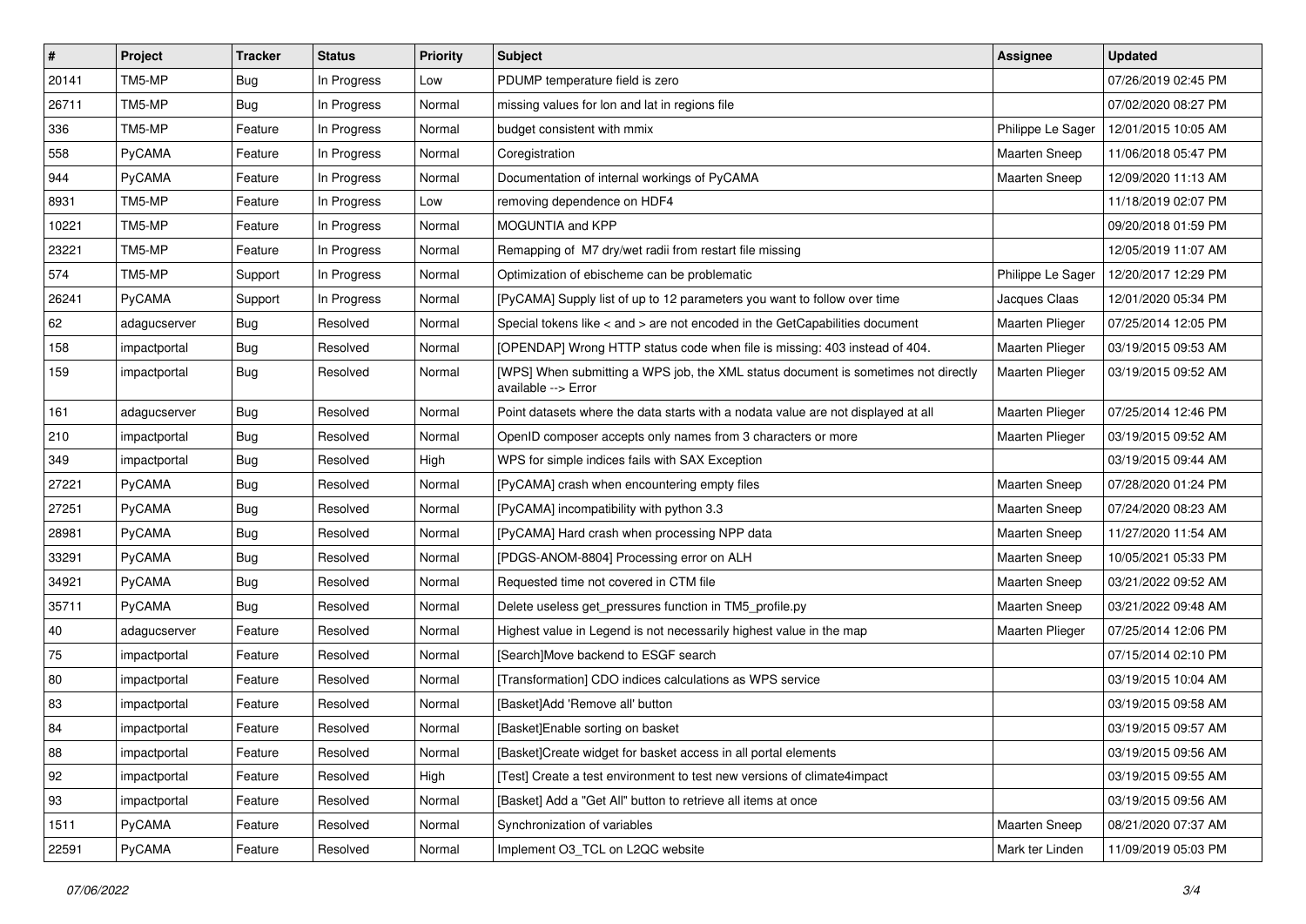| # | Project | Tracker | Status | Priority | Subject | Assignee | Updated |
|---|---|---|---|---|---|---|---|
| 20141 | TM5-MP | Bug | In Progress | Low | PDUMP temperature field is zero | | 07/26/2019 02:45 PM |
| 26711 | TM5-MP | Bug | In Progress | Normal | missing values for lon and lat in regions file | | 07/02/2020 08:27 PM |
| 336 | TM5-MP | Feature | In Progress | Normal | budget consistent with mmix | Philippe Le Sager | 12/01/2015 10:05 AM |
| 558 | PyCAMA | Feature | In Progress | Normal | Coregistration | Maarten Sneep | 11/06/2018 05:47 PM |
| 944 | PyCAMA | Feature | In Progress | Normal | Documentation of internal workings of PyCAMA | Maarten Sneep | 12/09/2020 11:13 AM |
| 8931 | TM5-MP | Feature | In Progress | Low | removing dependence on HDF4 | | 11/18/2019 02:07 PM |
| 10221 | TM5-MP | Feature | In Progress | Normal | MOGUNTIA and KPP | | 09/20/2018 01:59 PM |
| 23221 | TM5-MP | Feature | In Progress | Normal | Remapping of M7 dry/wet radii from restart file missing | | 12/05/2019 11:07 AM |
| 574 | TM5-MP | Support | In Progress | Normal | Optimization of ebischeme can be problematic | Philippe Le Sager | 12/20/2017 12:29 PM |
| 26241 | PyCAMA | Support | In Progress | Normal | [PyCAMA] Supply list of up to 12 parameters you want to follow over time | Jacques Claas | 12/01/2020 05:34 PM |
| 62 | adagucserver | Bug | Resolved | Normal | Special tokens like < and > are not encoded in the GetCapabilities document | Maarten Plieger | 07/25/2014 12:05 PM |
| 158 | impactportal | Bug | Resolved | Normal | [OPENDAP] Wrong HTTP status code when file is missing: 403 instead of 404. | Maarten Plieger | 03/19/2015 09:53 AM |
| 159 | impactportal | Bug | Resolved | Normal | [WPS] When submitting a WPS job, the XML status document is sometimes not directly available --> Error | Maarten Plieger | 03/19/2015 09:52 AM |
| 161 | adagucserver | Bug | Resolved | Normal | Point datasets where the data starts with a nodata value are not displayed at all | Maarten Plieger | 07/25/2014 12:46 PM |
| 210 | impactportal | Bug | Resolved | Normal | OpenID composer accepts only names from 3 characters or more | Maarten Plieger | 03/19/2015 09:52 AM |
| 349 | impactportal | Bug | Resolved | High | WPS for simple indices fails with SAX Exception | | 03/19/2015 09:44 AM |
| 27221 | PyCAMA | Bug | Resolved | Normal | [PyCAMA] crash when encountering empty files | Maarten Sneep | 07/28/2020 01:24 PM |
| 27251 | PyCAMA | Bug | Resolved | Normal | [PyCAMA] incompatibility with python 3.3 | Maarten Sneep | 07/24/2020 08:23 AM |
| 28981 | PyCAMA | Bug | Resolved | Normal | [PyCAMA] Hard crash when processing NPP data | Maarten Sneep | 11/27/2020 11:54 AM |
| 33291 | PyCAMA | Bug | Resolved | Normal | [PDGS-ANOM-8804] Processing error on ALH | Maarten Sneep | 10/05/2021 05:33 PM |
| 34921 | PyCAMA | Bug | Resolved | Normal | Requested time not covered in CTM file | Maarten Sneep | 03/21/2022 09:52 AM |
| 35711 | PyCAMA | Bug | Resolved | Normal | Delete useless get_pressures function in TM5_profile.py | Maarten Sneep | 03/21/2022 09:48 AM |
| 40 | adagucserver | Feature | Resolved | Normal | Highest value in Legend is not necessarily highest value in the map | Maarten Plieger | 07/25/2014 12:06 PM |
| 75 | impactportal | Feature | Resolved | Normal | [Search]Move backend to ESGF search | | 07/15/2014 02:10 PM |
| 80 | impactportal | Feature | Resolved | Normal | [Transformation] CDO indices calculations as WPS service | | 03/19/2015 10:04 AM |
| 83 | impactportal | Feature | Resolved | Normal | [Basket]Add 'Remove all' button | | 03/19/2015 09:58 AM |
| 84 | impactportal | Feature | Resolved | Normal | [Basket]Enable sorting on basket | | 03/19/2015 09:57 AM |
| 88 | impactportal | Feature | Resolved | Normal | [Basket]Create widget for basket access in all portal elements | | 03/19/2015 09:56 AM |
| 92 | impactportal | Feature | Resolved | High | [Test] Create a test environment to test new versions of climate4impact | | 03/19/2015 09:55 AM |
| 93 | impactportal | Feature | Resolved | Normal | [Basket] Add a "Get All" button to retrieve all items at once | | 03/19/2015 09:56 AM |
| 1511 | PyCAMA | Feature | Resolved | Normal | Synchronization of variables | Maarten Sneep | 08/21/2020 07:37 AM |
| 22591 | PyCAMA | Feature | Resolved | Normal | Implement O3_TCL on L2QC website | Mark ter Linden | 11/09/2019 05:03 PM |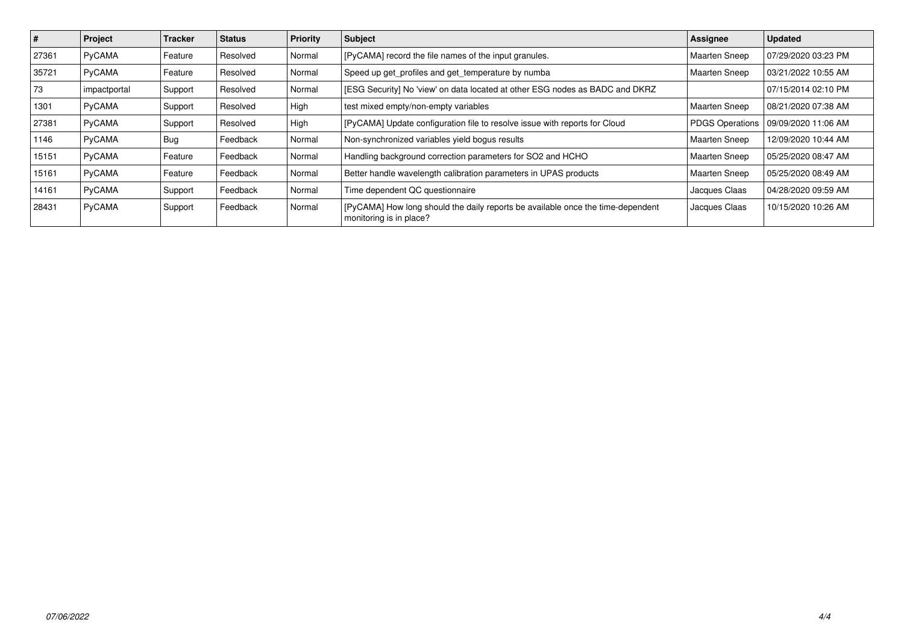| # | Project | Tracker | Status | Priority | Subject | Assignee | Updated |
|---|---|---|---|---|---|---|---|
| 27361 | PyCAMA | Feature | Resolved | Normal | [PyCAMA] record the file names of the input granules. | Maarten Sneep | 07/29/2020 03:23 PM |
| 35721 | PyCAMA | Feature | Resolved | Normal | Speed up get_profiles and get_temperature by numba | Maarten Sneep | 03/21/2022 10:55 AM |
| 73 | impactportal | Support | Resolved | Normal | [ESG Security] No 'view' on data located at other ESG nodes as BADC and DKRZ | | 07/15/2014 02:10 PM |
| 1301 | PyCAMA | Support | Resolved | High | test mixed empty/non-empty variables | Maarten Sneep | 08/21/2020 07:38 AM |
| 27381 | PyCAMA | Support | Resolved | High | [PyCAMA] Update configuration file to resolve issue with reports for Cloud | PDGS Operations | 09/09/2020 11:06 AM |
| 1146 | PyCAMA | Bug | Feedback | Normal | Non-synchronized variables yield bogus results | Maarten Sneep | 12/09/2020 10:44 AM |
| 15151 | PyCAMA | Feature | Feedback | Normal | Handling background correction parameters for SO2 and HCHO | Maarten Sneep | 05/25/2020 08:47 AM |
| 15161 | PyCAMA | Feature | Feedback | Normal | Better handle wavelength calibration parameters in UPAS products | Maarten Sneep | 05/25/2020 08:49 AM |
| 14161 | PyCAMA | Support | Feedback | Normal | Time dependent QC questionnaire | Jacques Claas | 04/28/2020 09:59 AM |
| 28431 | PyCAMA | Support | Feedback | Normal | [PyCAMA] How long should the daily reports be available once the time-dependent monitoring is in place? | Jacques Claas | 10/15/2020 10:26 AM |

*07/06/2022*